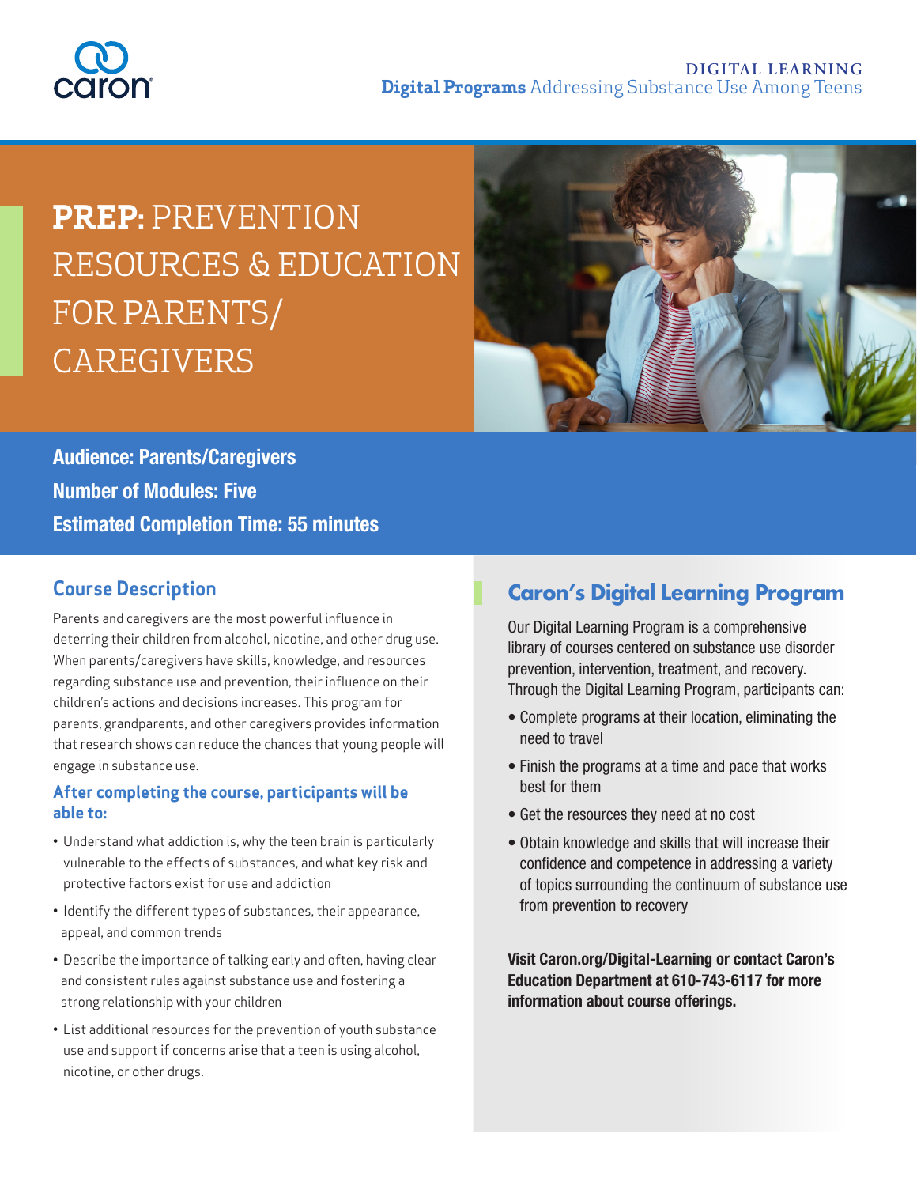caron

**DIGITAL LEARNING**
**Digital Programs** Addressing Substance Use Among Teens

# PREP: PREVENTION RESOURCES & EDUCATION FOR PARENTS/ CAREGIVERS

**Audience: Parents/Caregivers**
**Number of Modules: Five**
**Estimated Completion Time: 55 minutes**

## Course Description

Parents and caregivers are the most powerful influence in deterring their children from alcohol, nicotine, and other drug use. When parents/caregivers have skills, knowledge, and resources regarding substance use and prevention, their influence on their children's actions and decisions increases. This program for parents, grandparents, and other caregivers provides information that research shows can reduce the chances that young people will engage in substance use.

### After completing the course, participants will be able to:

- Understand what addiction is, why the teen brain is particularly vulnerable to the effects of substances, and what key risk and protective factors exist for use and addiction
- Identify the different types of substances, their appearance, appeal, and common trends
- Describe the importance of talking early and often, having clear and consistent rules against substance use and fostering a strong relationship with your children
- List additional resources for the prevention of youth substance use and support if concerns arise that a teen is using alcohol, nicotine, or other drugs.

## Caron's Digital Learning Program

Our Digital Learning Program is a comprehensive library of courses centered on substance use disorder prevention, intervention, treatment, and recovery. Through the Digital Learning Program, participants can:

- Complete programs at their location, eliminating the need to travel
- Finish the programs at a time and pace that works best for them
- Get the resources they need at no cost
- Obtain knowledge and skills that will increase their confidence and competence in addressing a variety of topics surrounding the continuum of substance use from prevention to recovery

**Visit Caron.org/Digital-Learning or contact Caron's Education Department at 610-743-6117 for more information about course offerings.**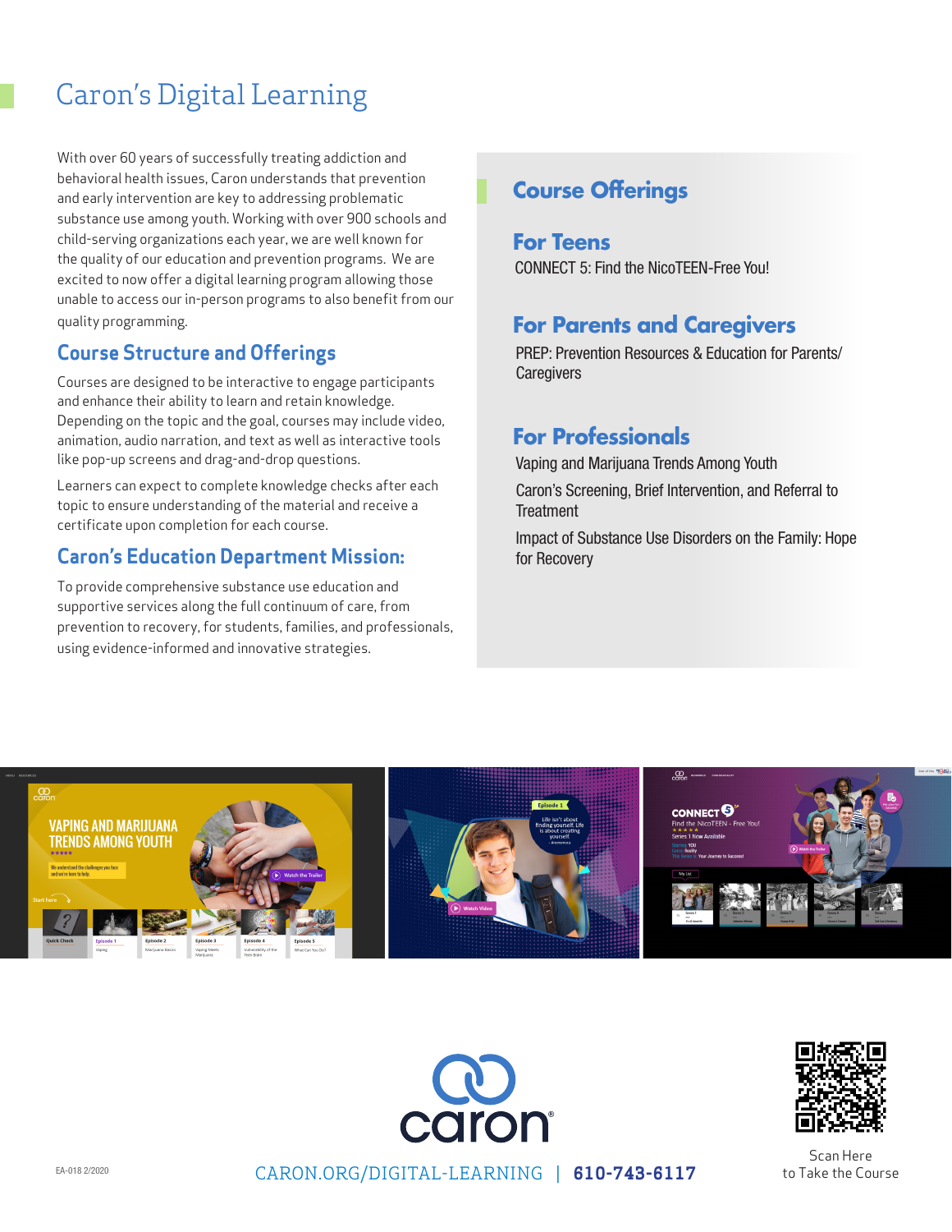# Caron's Digital Learning

With over 60 years of successfully treating addiction and behavioral health issues, Caron understands that prevention and early intervention are key to addressing problematic substance use among youth. Working with over 900 schools and child-serving organizations each year, we are well known for the quality of our education and prevention programs. We are excited to now offer a digital learning program allowing those unable to access our in-person programs to also benefit from our quality programming.

## Course Structure and Offerings

Courses are designed to be interactive to engage participants and enhance their ability to learn and retain knowledge. Depending on the topic and the goal, courses may include video, animation, audio narration, and text as well as interactive tools like pop-up screens and drag-and-drop questions.

Learners can expect to complete knowledge checks after each topic to ensure understanding of the material and receive a certificate upon completion for each course.

## Caron's Education Department Mission:

To provide comprehensive substance use education and supportive services along the full continuum of care, from prevention to recovery, for students, families, and professionals, using evidence-informed and innovative strategies.

## Course Offerings

### For Teens

CONNECT 5: Find the NicoTEEN-Free You!

### For Parents and Caregivers

PREP: Prevention Resources & Education for Parents/ Caregivers

### For Professionals

Vaping and Marijuana Trends Among Youth

Caron's Screening, Brief Intervention, and Referral to Treatment

Impact of Substance Use Disorders on the Family: Hope for Recovery

caron

CARON.ORG/DIGITAL-LEARNING | **610-743-6117**

Scan Here to Take the Course

EA-018 2/2020